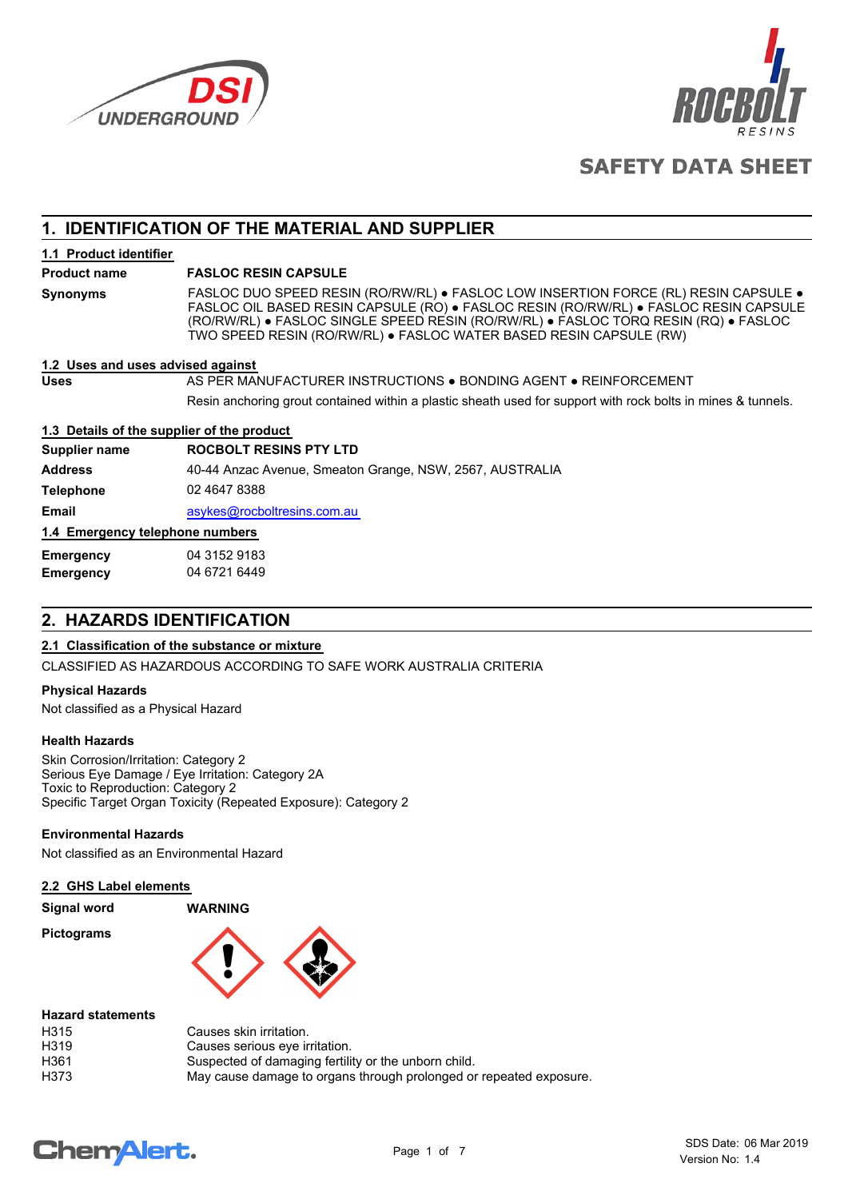# SAFETY DATA SHEET

## 1. IDENTIFICATION OF THE MATERIAL AND SUPPLIER

### 1.1 Product identifier

**Product name** **FASLOC RESIN CAPSULE**

**Synonyms** FASLOC DUO SPEED RESIN (RO/RW/RL) ● FASLOC LOW INSERTION FORCE (RL) RESIN CAPSULE ● FASLOC OIL BASED RESIN CAPSULE (RO) ● FASLOC RESIN (RO/RW/RL) ● FASLOC RESIN CAPSULE (RO/RW/RL) ● FASLOC SINGLE SPEED RESIN (RO/RW/RL) ● FASLOC TORQ RESIN (RQ) ● FASLOC TWO SPEED RESIN (RO/RW/RL) ● FASLOC WATER BASED RESIN CAPSULE (RW)

### 1.2 Uses and uses advised against

**Uses** AS PER MANUFACTURER INSTRUCTIONS ● BONDING AGENT ● REINFORCEMENT

Resin anchoring grout contained within a plastic sheath used for support with rock bolts in mines & tunnels.

### 1.3 Details of the supplier of the product

**Supplier name** **ROCBOLT RESINS PTY LTD**

**Address** 40-44 Anzac Avenue, Smeaton Grange, NSW, 2567, AUSTRALIA

**Telephone** 02 4647 8388

**Email** asykes@rocboltresins.com.au

### 1.4 Emergency telephone numbers

**Emergency** 04 3152 9183

**Emergency** 04 6721 6449

## 2. HAZARDS IDENTIFICATION

### 2.1 Classification of the substance or mixture

CLASSIFIED AS HAZARDOUS ACCORDING TO SAFE WORK AUSTRALIA CRITERIA

**Physical Hazards**

Not classified as a Physical Hazard

**Health Hazards**

Skin Corrosion/Irritation: Category 2
Serious Eye Damage / Eye Irritation: Category 2A
Toxic to Reproduction: Category 2
Specific Target Organ Toxicity (Repeated Exposure): Category 2

**Environmental Hazards**

Not classified as an Environmental Hazard

### 2.2 GHS Label elements

**Signal word** **WARNING**

**Pictograms**

**Hazard statements**

| | |
|---|---|
| H315 | Causes skin irritation. |
| H319 | Causes serious eye irritation. |
| H361 | Suspected of damaging fertility or the unborn child. |
| H373 | May cause damage to organs through prolonged or repeated exposure. |

SDS Date: 06 Mar 2019
Version No: 1.4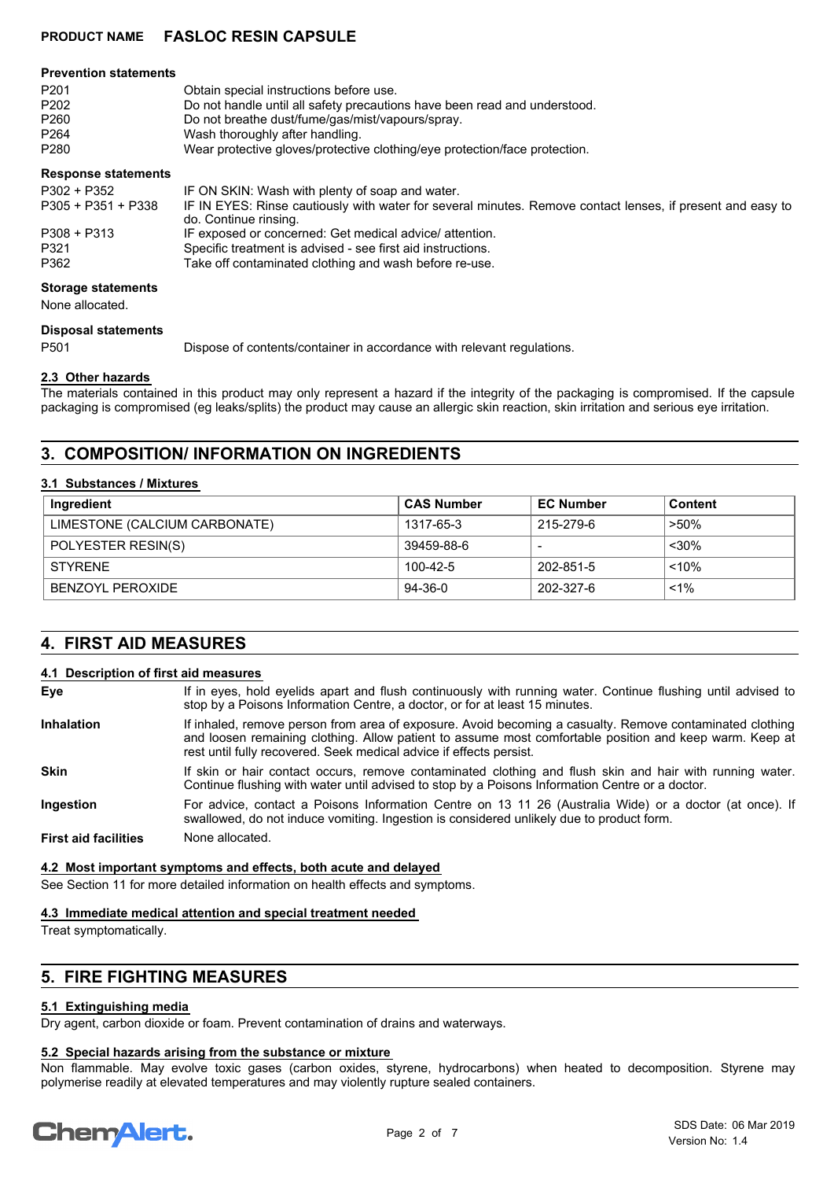#### Prevention statements

| | |
|---|---|
| P201 | Obtain special instructions before use. |
| P202 | Do not handle until all safety precautions have been read and understood. |
| P260 | Do not breathe dust/fume/gas/mist/vapours/spray. |
| P264 | Wash thoroughly after handling. |
| P280 | Wear protective gloves/protective clothing/eye protection/face protection. |

#### Response statements

| | |
|---|---|
| P302 + P352 | IF ON SKIN: Wash with plenty of soap and water. |
| P305 + P351 + P338 | IF IN EYES: Rinse cautiously with water for several minutes. Remove contact lenses, if present and easy to do. Continue rinsing. |
| P308 + P313 | IF exposed or concerned: Get medical advice/ attention. |
| P321 | Specific treatment is advised - see first aid instructions. |
| P362 | Take off contaminated clothing and wash before re-use. |

#### Storage statements

None allocated.

#### Disposal statements

| | |
|---|---|
| P501 | Dispose of contents/container in accordance with relevant regulations. |

### 2.3 Other hazards

The materials contained in this product may only represent a hazard if the integrity of the packaging is compromised. If the capsule packaging is compromised (eg leaks/splits) the product may cause an allergic skin reaction, skin irritation and serious eye irritation.

## 3. COMPOSITION/ INFORMATION ON INGREDIENTS

### 3.1 Substances / Mixtures

| Ingredient | CAS Number | EC Number | Content |
|---|---|---|---|
| LIMESTONE (CALCIUM CARBONATE) | 1317-65-3 | 215-279-6 | >50% |
| POLYESTER RESIN(S) | 39459-88-6 | - | <30% |
| STYRENE | 100-42-5 | 202-851-5 | <10% |
| BENZOYL PEROXIDE | 94-36-0 | 202-327-6 | <1% |

## 4. FIRST AID MEASURES

### 4.1 Description of first aid measures

**Eye**: If in eyes, hold eyelids apart and flush continuously with running water. Continue flushing until advised to stop by a Poisons Information Centre, a doctor, or for at least 15 minutes.

**Inhalation**: If inhaled, remove person from area of exposure. Avoid becoming a casualty. Remove contaminated clothing and loosen remaining clothing. Allow patient to assume most comfortable position and keep warm. Keep at rest until fully recovered. Seek medical advice if effects persist.

**Skin**: If skin or hair contact occurs, remove contaminated clothing and flush skin and hair with running water. Continue flushing with water until advised to stop by a Poisons Information Centre or a doctor.

**Ingestion**: For advice, contact a Poisons Information Centre on 13 11 26 (Australia Wide) or a doctor (at once). If swallowed, do not induce vomiting. Ingestion is considered unlikely due to product form.

**First aid facilities**: None allocated.

### 4.2 Most important symptoms and effects, both acute and delayed

See Section 11 for more detailed information on health effects and symptoms.

### 4.3 Immediate medical attention and special treatment needed

Treat symptomatically.

## 5. FIRE FIGHTING MEASURES

### 5.1 Extinguishing media

Dry agent, carbon dioxide or foam. Prevent contamination of drains and waterways.

### 5.2 Special hazards arising from the substance or mixture

Non flammable. May evolve toxic gases (carbon oxides, styrene, hydrocarbons) when heated to decomposition. Styrene may polymerise readily at elevated temperatures and may violently rupture sealed containers.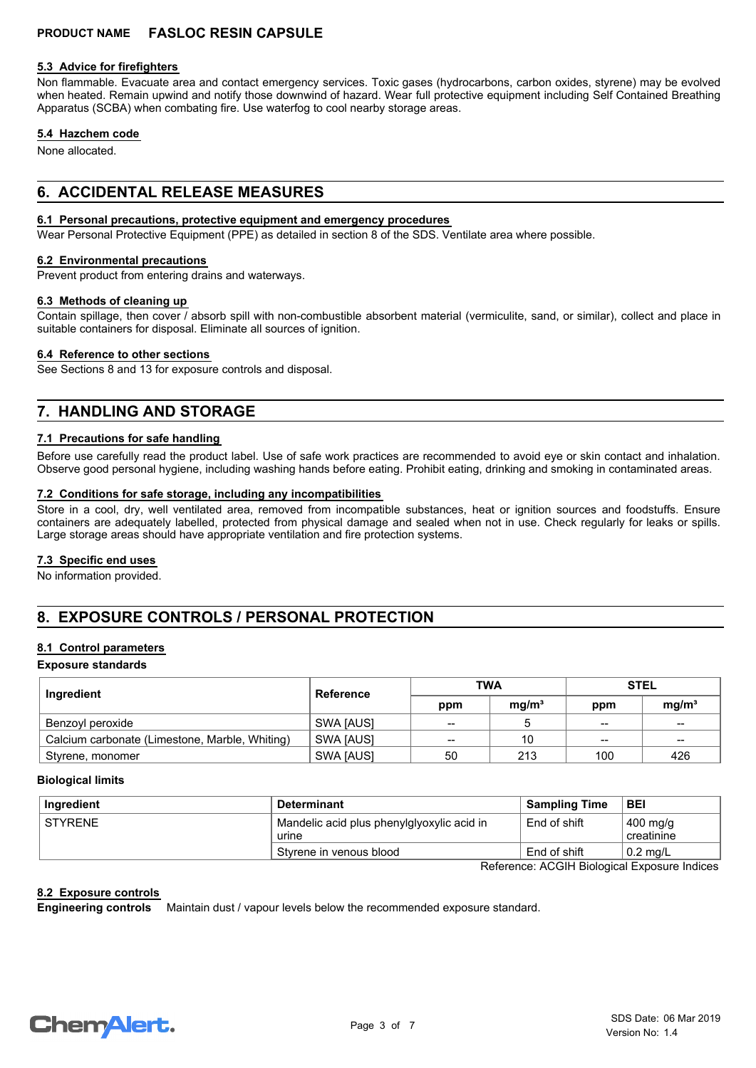### 5.3 Advice for firefighters

Non flammable. Evacuate area and contact emergency services. Toxic gases (hydrocarbons, carbon oxides, styrene) may be evolved when heated. Remain upwind and notify those downwind of hazard. Wear full protective equipment including Self Contained Breathing Apparatus (SCBA) when combating fire. Use waterfog to cool nearby storage areas.

### 5.4 Hazchem code

None allocated.

## 6. ACCIDENTAL RELEASE MEASURES

### 6.1 Personal precautions, protective equipment and emergency procedures

Wear Personal Protective Equipment (PPE) as detailed in section 8 of the SDS. Ventilate area where possible.

### 6.2 Environmental precautions

Prevent product from entering drains and waterways.

### 6.3 Methods of cleaning up

Contain spillage, then cover / absorb spill with non-combustible absorbent material (vermiculite, sand, or similar), collect and place in suitable containers for disposal. Eliminate all sources of ignition.

### 6.4 Reference to other sections

See Sections 8 and 13 for exposure controls and disposal.

## 7. HANDLING AND STORAGE

### 7.1 Precautions for safe handling

Before use carefully read the product label. Use of safe work practices are recommended to avoid eye or skin contact and inhalation. Observe good personal hygiene, including washing hands before eating. Prohibit eating, drinking and smoking in contaminated areas.

### 7.2 Conditions for safe storage, including any incompatibilities

Store in a cool, dry, well ventilated area, removed from incompatible substances, heat or ignition sources and foodstuffs. Ensure containers are adequately labelled, protected from physical damage and sealed when not in use. Check regularly for leaks or spills. Large storage areas should have appropriate ventilation and fire protection systems.

### 7.3 Specific end uses

No information provided.

## 8. EXPOSURE CONTROLS / PERSONAL PROTECTION

### 8.1 Control parameters

**Exposure standards**

| Ingredient | Reference | TWA | | STEL | |
|---|---|---|---|---|---|
| | | ppm | mg/m³ | ppm | mg/m³ |
| Benzoyl peroxide | SWA [AUS] | -- | 5 | -- | -- |
| Calcium carbonate (Limestone, Marble, Whiting) | SWA [AUS] | -- | 10 | -- | -- |
| Styrene, monomer | SWA [AUS] | 50 | 213 | 100 | 426 |

**Biological limits**

| Ingredient | Determinant | Sampling Time | BEI |
|---|---|---|---|
| STYRENE | Mandelic acid plus phenylglyoxylic acid in urine | End of shift | 400 mg/g creatinine |
| | Styrene in venous blood | End of shift | 0.2 mg/L |

Reference: ACGIH Biological Exposure Indices

### 8.2 Exposure controls

**Engineering controls** Maintain dust / vapour levels below the recommended exposure standard.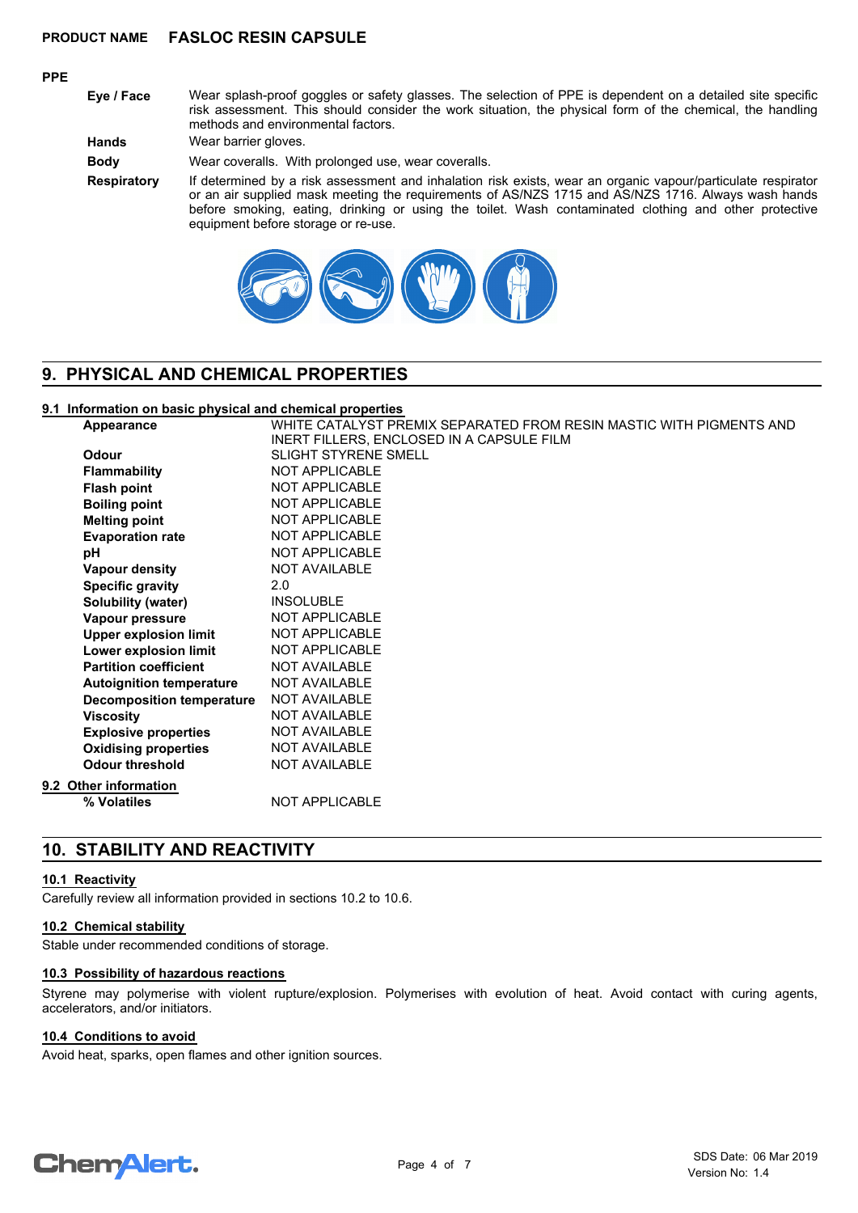**PRODUCT NAME** **FASLOC RESIN CAPSULE**

**PPE**

| | |
|---|---|
| **Eye / Face** | Wear splash-proof goggles or safety glasses. The selection of PPE is dependent on a detailed site specific risk assessment. This should consider the work situation, the physical form of the chemical, the handling methods and environmental factors. |
| **Hands** | Wear barrier gloves. |
| **Body** | Wear coveralls. With prolonged use, wear coveralls. |
| **Respiratory** | If determined by a risk assessment and inhalation risk exists, wear an organic vapour/particulate respirator or an air supplied mask meeting the requirements of AS/NZS 1715 and AS/NZS 1716. Always wash hands before smoking, eating, drinking or using the toilet. Wash contaminated clothing and other protective equipment before storage or re-use. |

## 9. PHYSICAL AND CHEMICAL PROPERTIES

### 9.1 Information on basic physical and chemical properties

| | |
|---|---|
| **Appearance** | WHITE CATALYST PREMIX SEPARATED FROM RESIN MASTIC WITH PIGMENTS AND INERT FILLERS, ENCLOSED IN A CAPSULE FILM |
| **Odour** | SLIGHT STYRENE SMELL |
| **Flammability** | NOT APPLICABLE |
| **Flash point** | NOT APPLICABLE |
| **Boiling point** | NOT APPLICABLE |
| **Melting point** | NOT APPLICABLE |
| **Evaporation rate** | NOT APPLICABLE |
| **pH** | NOT APPLICABLE |
| **Vapour density** | NOT AVAILABLE |
| **Specific gravity** | 2.0 |
| **Solubility (water)** | INSOLUBLE |
| **Vapour pressure** | NOT APPLICABLE |
| **Upper explosion limit** | NOT APPLICABLE |
| **Lower explosion limit** | NOT APPLICABLE |
| **Partition coefficient** | NOT AVAILABLE |
| **Autoignition temperature** | NOT AVAILABLE |
| **Decomposition temperature** | NOT AVAILABLE |
| **Viscosity** | NOT AVAILABLE |
| **Explosive properties** | NOT AVAILABLE |
| **Oxidising properties** | NOT AVAILABLE |
| **Odour threshold** | NOT AVAILABLE |

### 9.2 Other information

| | |
|---|---|
| **% Volatiles** | NOT APPLICABLE |

## 10. STABILITY AND REACTIVITY

### 10.1 Reactivity

Carefully review all information provided in sections 10.2 to 10.6.

### 10.2 Chemical stability

Stable under recommended conditions of storage.

### 10.3 Possibility of hazardous reactions

Styrene may polymerise with violent rupture/explosion. Polymerises with evolution of heat. Avoid contact with curing agents, accelerators, and/or initiators.

### 10.4 Conditions to avoid

Avoid heat, sparks, open flames and other ignition sources.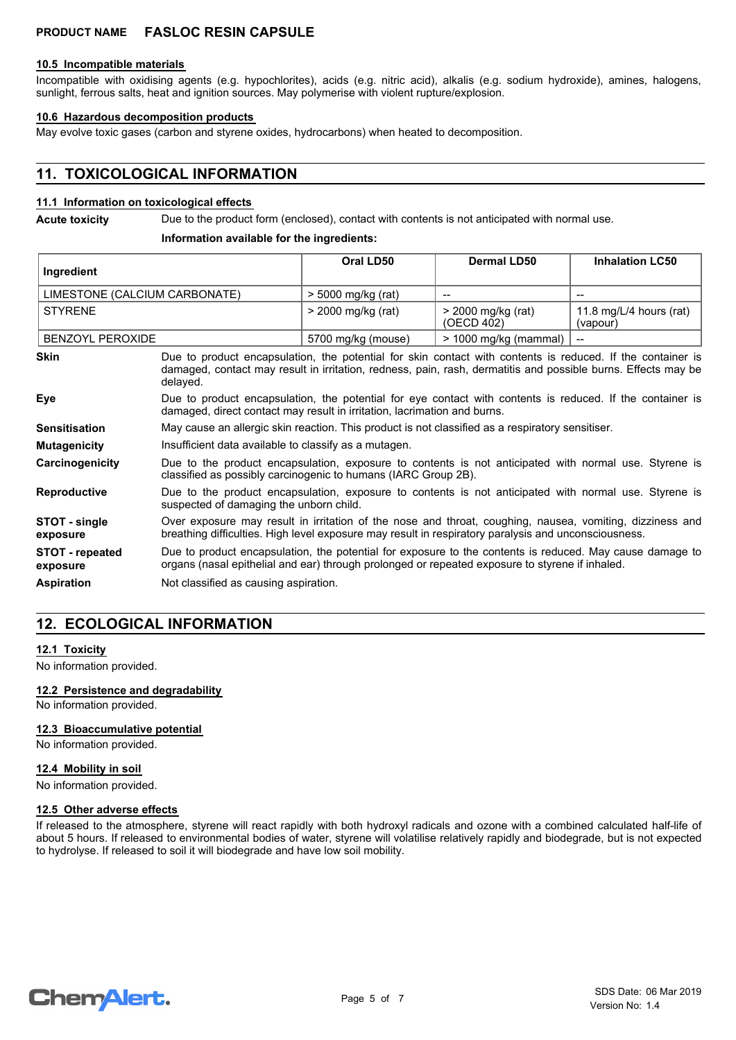### 10.5 Incompatible materials

Incompatible with oxidising agents (e.g. hypochlorites), acids (e.g. nitric acid), alkalis (e.g. sodium hydroxide), amines, halogens, sunlight, ferrous salts, heat and ignition sources. May polymerise with violent rupture/explosion.

### 10.6 Hazardous decomposition products

May evolve toxic gases (carbon and styrene oxides, hydrocarbons) when heated to decomposition.

## 11. TOXICOLOGICAL INFORMATION

### 11.1 Information on toxicological effects

**Acute toxicity** Due to the product form (enclosed), contact with contents is not anticipated with normal use.

**Information available for the ingredients:**

| Ingredient | Oral LD50 | Dermal LD50 | Inhalation LC50 |
|---|---|---|---|
| LIMESTONE (CALCIUM CARBONATE) | > 5000 mg/kg (rat) | -- | -- |
| STYRENE | > 2000 mg/kg (rat) | > 2000 mg/kg (rat) (OECD 402) | 11.8 mg/L/4 hours (rat) (vapour) |
| BENZOYL PEROXIDE | 5700 mg/kg (mouse) | > 1000 mg/kg (mammal) | -- |

**Skin** Due to product encapsulation, the potential for skin contact with contents is reduced. If the container is damaged, contact may result in irritation, redness, pain, rash, dermatitis and possible burns. Effects may be delayed.

**Eye** Due to product encapsulation, the potential for eye contact with contents is reduced. If the container is damaged, direct contact may result in irritation, lacrimation and burns.

**Sensitisation** May cause an allergic skin reaction. This product is not classified as a respiratory sensitiser.

**Mutagenicity** Insufficient data available to classify as a mutagen.

**Carcinogenicity** Due to the product encapsulation, exposure to contents is not anticipated with normal use. Styrene is classified as possibly carcinogenic to humans (IARC Group 2B).

**Reproductive** Due to the product encapsulation, exposure to contents is not anticipated with normal use. Styrene is suspected of damaging the unborn child.

**STOT - single exposure** Over exposure may result in irritation of the nose and throat, coughing, nausea, vomiting, dizziness and breathing difficulties. High level exposure may result in respiratory paralysis and unconsciousness.

**STOT - repeated exposure** Due to product encapsulation, the potential for exposure to the contents is reduced. May cause damage to organs (nasal epithelial and ear) through prolonged or repeated exposure to styrene if inhaled.

**Aspiration** Not classified as causing aspiration.

## 12. ECOLOGICAL INFORMATION

### 12.1 Toxicity

No information provided.

### 12.2 Persistence and degradability

No information provided.

### 12.3 Bioaccumulative potential

No information provided.

### 12.4 Mobility in soil

No information provided.

### 12.5 Other adverse effects

If released to the atmosphere, styrene will react rapidly with both hydroxyl radicals and ozone with a combined calculated half-life of about 5 hours. If released to environmental bodies of water, styrene will volatilise relatively rapidly and biodegrade, but is not expected to hydrolyse. If released to soil it will biodegrade and have low soil mobility.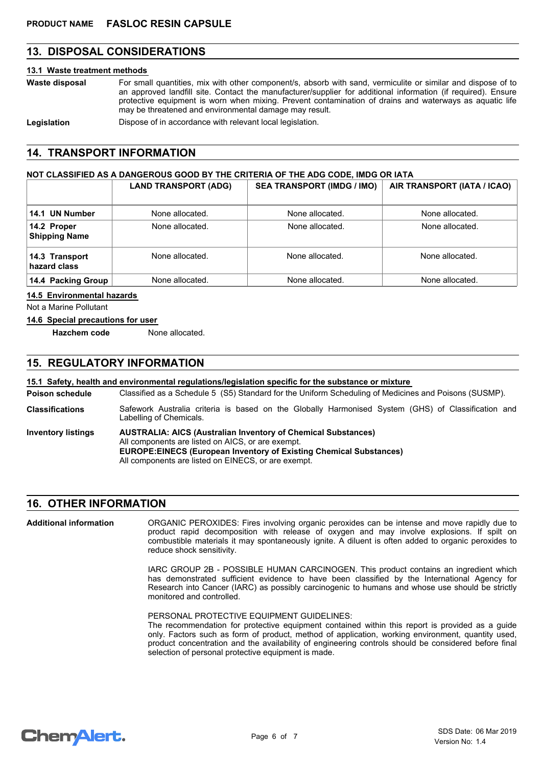**PRODUCT NAME FASLOC RESIN CAPSULE**

## 13. DISPOSAL CONSIDERATIONS

### 13.1 Waste treatment methods

**Waste disposal** For small quantities, mix with other component/s, absorb with sand, vermiculite or similar and dispose of to an approved landfill site. Contact the manufacturer/supplier for additional information (if required). Ensure protective equipment is worn when mixing. Prevent contamination of drains and waterways as aquatic life may be threatened and environmental damage may result.

**Legislation** Dispose of in accordance with relevant local legislation.

## 14. TRANSPORT INFORMATION

**NOT CLASSIFIED AS A DANGEROUS GOOD BY THE CRITERIA OF THE ADG CODE, IMDG OR IATA**

| | LAND TRANSPORT (ADG) | SEA TRANSPORT (IMDG / IMO) | AIR TRANSPORT (IATA / ICAO) |
|---|---|---|---|
| **14.1 UN Number** | None allocated. | None allocated. | None allocated. |
| **14.2 Proper Shipping Name** | None allocated. | None allocated. | None allocated. |
| **14.3 Transport hazard class** | None allocated. | None allocated. | None allocated. |
| **14.4 Packing Group** | None allocated. | None allocated. | None allocated. |

### 14.5 Environmental hazards

Not a Marine Pollutant

### 14.6 Special precautions for user

**Hazchem code** None allocated.

## 15. REGULATORY INFORMATION

### 15.1 Safety, health and environmental regulations/legislation specific for the substance or mixture

**Poison schedule** Classified as a Schedule 5 (S5) Standard for the Uniform Scheduling of Medicines and Poisons (SUSMP).

**Classifications** Safework Australia criteria is based on the Globally Harmonised System (GHS) of Classification and Labelling of Chemicals.

**Inventory listings** **AUSTRALIA: AICS (Australian Inventory of Chemical Substances)**
All components are listed on AICS, or are exempt.
**EUROPE:EINECS (European Inventory of Existing Chemical Substances)**
All components are listed on EINECS, or are exempt.

## 16. OTHER INFORMATION

**Additional information** ORGANIC PEROXIDES: Fires involving organic peroxides can be intense and move rapidly due to product rapid decomposition with release of oxygen and may involve explosions. If spilt on combustible materials it may spontaneously ignite. A diluent is often added to organic peroxides to reduce shock sensitivity.

IARC GROUP 2B - POSSIBLE HUMAN CARCINOGEN. This product contains an ingredient which has demonstrated sufficient evidence to have been classified by the International Agency for Research into Cancer (IARC) as possibly carcinogenic to humans and whose use should be strictly monitored and controlled.

PERSONAL PROTECTIVE EQUIPMENT GUIDELINES:
The recommendation for protective equipment contained within this report is provided as a guide only. Factors such as form of product, method of application, working environment, quantity used, product concentration and the availability of engineering controls should be considered before final selection of personal protective equipment is made.

SDS Date: 06 Mar 2019
Version No: 1.4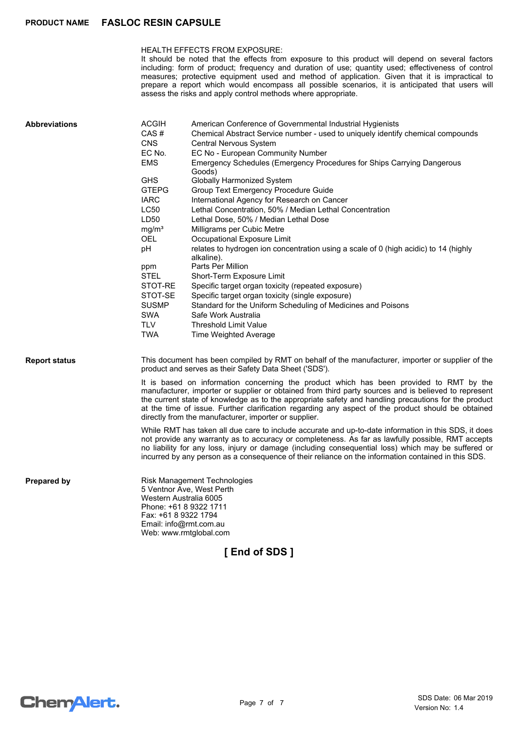HEALTH EFFECTS FROM EXPOSURE:
It should be noted that the effects from exposure to this product will depend on several factors including: form of product; frequency and duration of use; quantity used; effectiveness of control measures; protective equipment used and method of application. Given that it is impractical to prepare a report which would encompass all possible scenarios, it is anticipated that users will assess the risks and apply control methods where appropriate.

**Abbreviations**

| | |
|---|---|
| ACGIH | American Conference of Governmental Industrial Hygienists |
| CAS # | Chemical Abstract Service number - used to uniquely identify chemical compounds |
| CNS | Central Nervous System |
| EC No. | EC No - European Community Number |
| EMS | Emergency Schedules (Emergency Procedures for Ships Carrying Dangerous Goods) |
| GHS | Globally Harmonized System |
| GTEPG | Group Text Emergency Procedure Guide |
| IARC | International Agency for Research on Cancer |
| LC50 | Lethal Concentration, 50% / Median Lethal Concentration |
| LD50 | Lethal Dose, 50% / Median Lethal Dose |
| $mg/m^3$ | Milligrams per Cubic Metre |
| OEL | Occupational Exposure Limit |
| pH | relates to hydrogen ion concentration using a scale of 0 (high acidic) to 14 (highly alkaline). |
| ppm | Parts Per Million |
| STEL | Short-Term Exposure Limit |
| STOT-RE | Specific target organ toxicity (repeated exposure) |
| STOT-SE | Specific target organ toxicity (single exposure) |
| SUSMP | Standard for the Uniform Scheduling of Medicines and Poisons |
| SWA | Safe Work Australia |
| TLV | Threshold Limit Value |
| TWA | Time Weighted Average |

**Report status**

This document has been compiled by RMT on behalf of the manufacturer, importer or supplier of the product and serves as their Safety Data Sheet ('SDS').

It is based on information concerning the product which has been provided to RMT by the manufacturer, importer or supplier or obtained from third party sources and is believed to represent the current state of knowledge as to the appropriate safety and handling precautions for the product at the time of issue. Further clarification regarding any aspect of the product should be obtained directly from the manufacturer, importer or supplier.

While RMT has taken all due care to include accurate and up-to-date information in this SDS, it does not provide any warranty as to accuracy or completeness. As far as lawfully possible, RMT accepts no liability for any loss, injury or damage (including consequential loss) which may be suffered or incurred by any person as a consequence of their reliance on the information contained in this SDS.

**Prepared by**

Risk Management Technologies
5 Ventnor Ave, West Perth
Western Australia 6005
Phone: +61 8 9322 1711
Fax: +61 8 9322 1794
Email: info@rmt.com.au
Web: www.rmtglobal.com

**[ End of SDS ]**